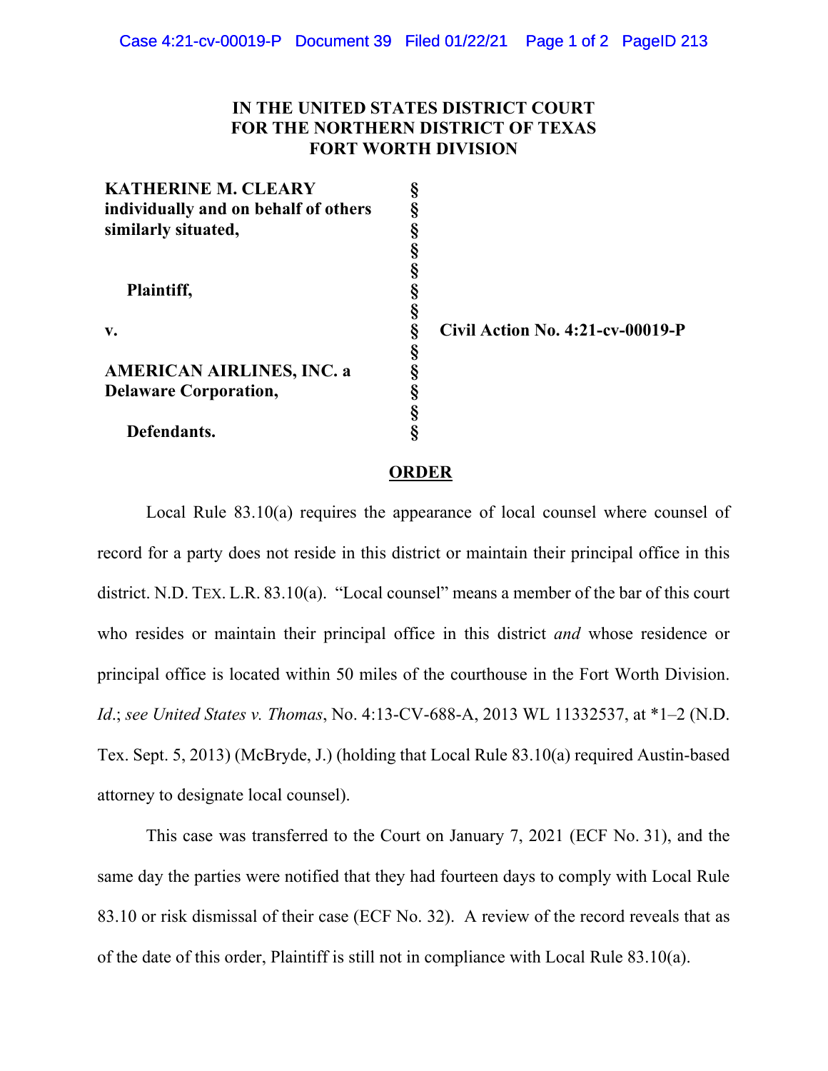**IN THE UNITED STATES DISTRICT COURT**
**FOR THE NORTHERN DISTRICT OF TEXAS**
**FORT WORTH DIVISION**

| | | |
|---|---|---|
| **KATHERINE M. CLEARY individually and on behalf of others similarly situated,** | § | |
| | § | |
| **Plaintiff,** | § | |
| | § | |
| **v.** | § | **Civil Action No. 4:21-cv-00019-P** |
| | § | |
| **AMERICAN AIRLINES, INC. a Delaware Corporation,** | § | |
| | § | |
| **Defendants.** | § | |

**ORDER**

Local Rule 83.10(a) requires the appearance of local counsel where counsel of record for a party does not reside in this district or maintain their principal office in this district. N.D. TEX. L.R. 83.10(a). "Local counsel" means a member of the bar of this court who resides or maintain their principal office in this district *and* whose residence or principal office is located within 50 miles of the courthouse in the Fort Worth Division. *Id.*; *see United States v. Thomas*, No. 4:13-CV-688-A, 2013 WL 11332537, at *1–2 (N.D. Tex. Sept. 5, 2013) (McBryde, J.) (holding that Local Rule 83.10(a) required Austin-based attorney to designate local counsel).

This case was transferred to the Court on January 7, 2021 (ECF No. 31), and the same day the parties were notified that they had fourteen days to comply with Local Rule 83.10 or risk dismissal of their case (ECF No. 32). A review of the record reveals that as of the date of this order, Plaintiff is still not in compliance with Local Rule 83.10(a).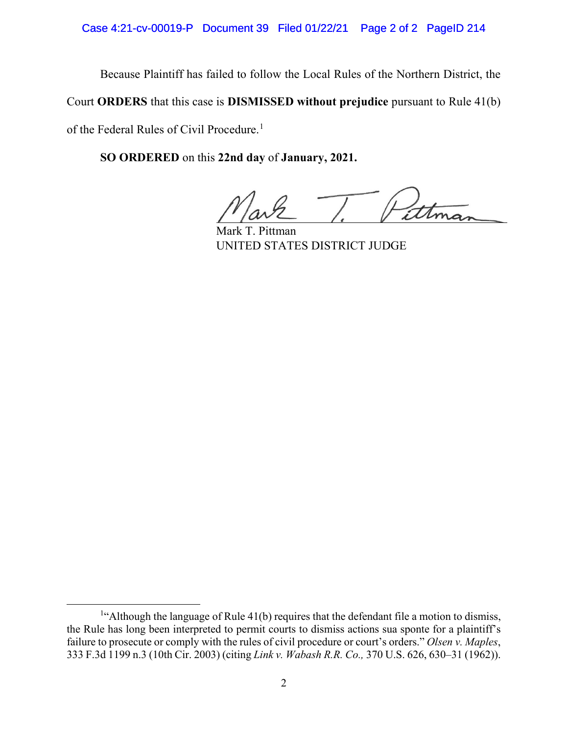Because Plaintiff has failed to follow the Local Rules of the Northern District, the Court **ORDERS** that this case is **DISMISSED without prejudice** pursuant to Rule 41(b) of the Federal Rules of Civil Procedure.[1]

**SO ORDERED** on this **22nd day** of **January, 2021.**

Mark T. Pittman
UNITED STATES DISTRICT JUDGE

[1] "Although the language of Rule 41(b) requires that the defendant file a motion to dismiss, the Rule has long been interpreted to permit courts to dismiss actions sua sponte for a plaintiff's failure to prosecute or comply with the rules of civil procedure or court's orders." *Olsen v. Maples*, 333 F.3d 1199 n.3 (10th Cir. 2003) (citing *Link v. Wabash R.R. Co.,* 370 U.S. 626, 630–31 (1962)).